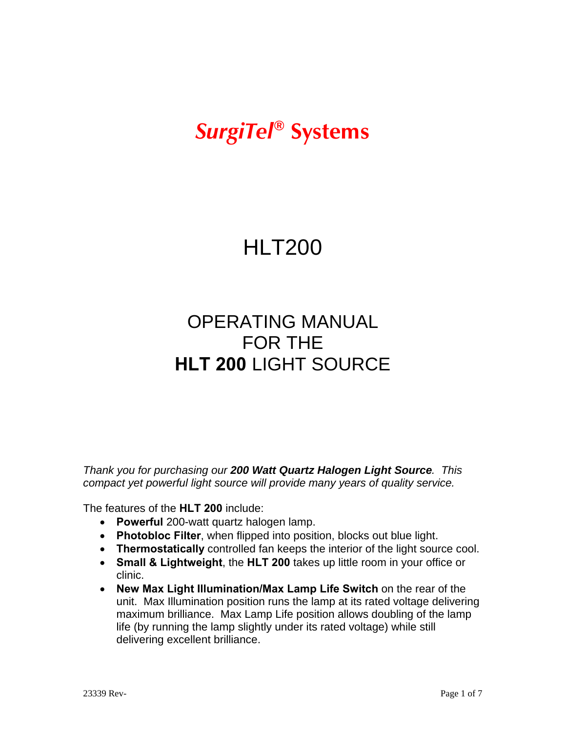# *SurgiTel®* Systems

# HLT200

## OPERATING MANUAL
## FOR THE
## **HLT 200** LIGHT SOURCE

*Thank you for purchasing our **200 Watt Quartz Halogen Light Source**. This compact yet powerful light source will provide many years of quality service.*

The features of the **HLT 200** include:

- **Powerful** 200-watt quartz halogen lamp.
- **Photobloc Filter**, when flipped into position, blocks out blue light.
- **Thermostatically** controlled fan keeps the interior of the light source cool.
- **Small & Lightweight**, the **HLT 200** takes up little room in your office or clinic.
- **New Max Light Illumination/Max Lamp Life Switch** on the rear of the unit. Max Illumination position runs the lamp at its rated voltage delivering maximum brilliance. Max Lamp Life position allows doubling of the lamp life (by running the lamp slightly under its rated voltage) while still delivering excellent brilliance.

23339 Rev-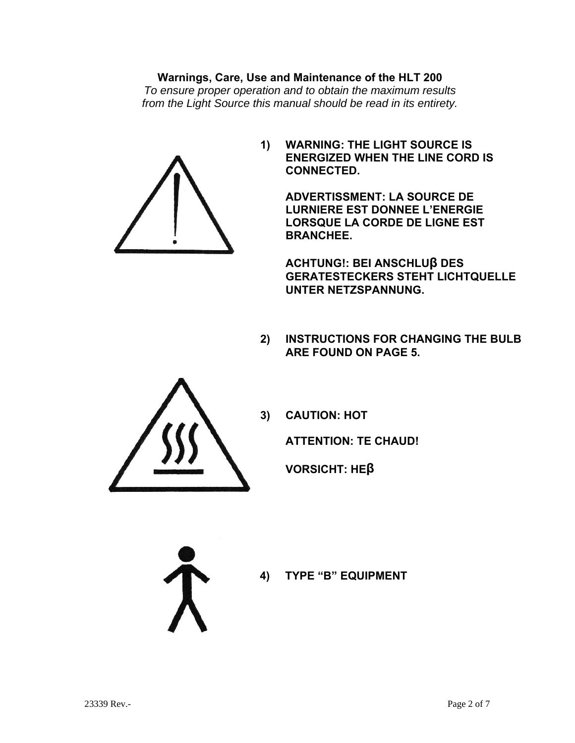**Warnings, Care, Use and Maintenance of the HLT 200**

*To ensure proper operation and to obtain the maximum results from the Light Source this manual should be read in its entirety.*

1) **WARNING: THE LIGHT SOURCE IS ENERGIZED WHEN THE LINE CORD IS CONNECTED.**

   **ADVERTISSMENT: LA SOURCE DE LURNIERE EST DONNEE L'ENERGIE LORSQUE LA CORDE DE LIGNE EST BRANCHEE.**

   **ACHTUNG!: BEI ANSCHLUβ DES GERATESTECKERS STEHT LICHTQUELLE UNTER NETZSPANNUNG.**

2) **INSTRUCTIONS FOR CHANGING THE BULB ARE FOUND ON PAGE 5.**

3) **CAUTION: HOT**

   **ATTENTION: TE CHAUD!**

   **VORSICHT: HEβ**

4) **TYPE "B" EQUIPMENT**

23339 Rev.-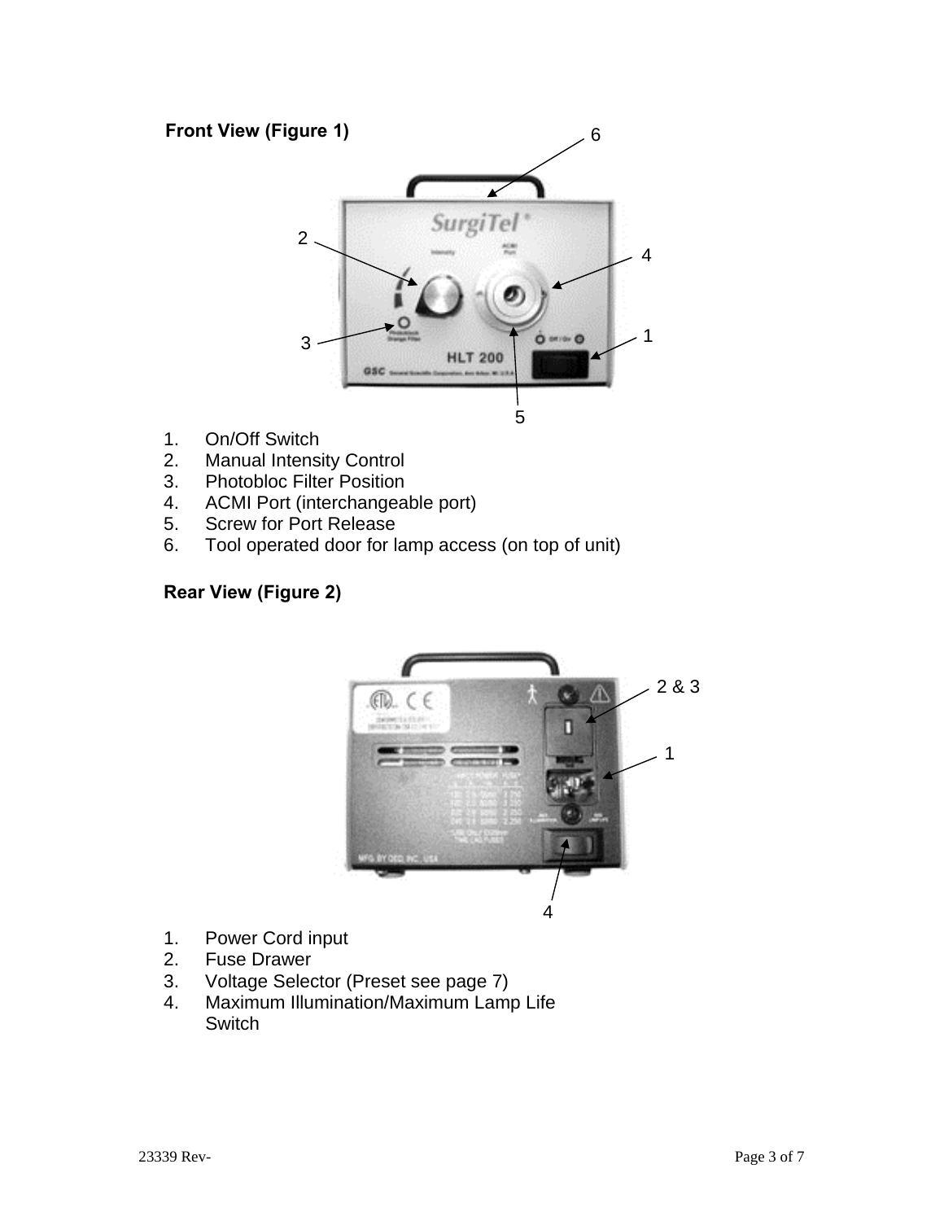**Front View (Figure 1)**

1. On/Off Switch
2. Manual Intensity Control
3. Photobloc Filter Position
4. ACMI Port (interchangeable port)
5. Screw for Port Release
6. Tool operated door for lamp access (on top of unit)

**Rear View (Figure 2)**

1. Power Cord input
2. Fuse Drawer
3. Voltage Selector (Preset see page 7)
4. Maximum Illumination/Maximum Lamp Life Switch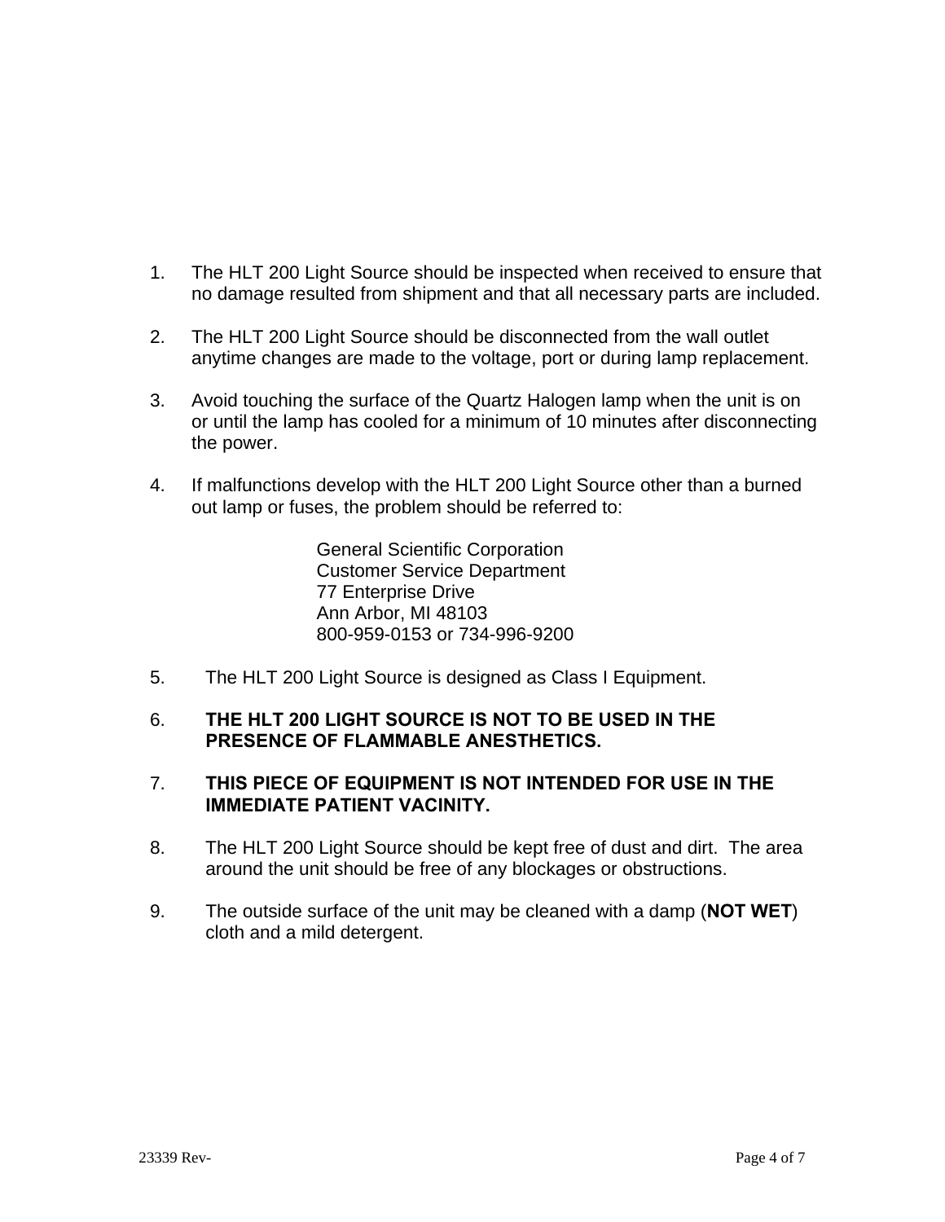1. The HLT 200 Light Source should be inspected when received to ensure that no damage resulted from shipment and that all necessary parts are included.

2. The HLT 200 Light Source should be disconnected from the wall outlet anytime changes are made to the voltage, port or during lamp replacement.

3. Avoid touching the surface of the Quartz Halogen lamp when the unit is on or until the lamp has cooled for a minimum of 10 minutes after disconnecting the power.

4. If malfunctions develop with the HLT 200 Light Source other than a burned out lamp or fuses, the problem should be referred to:

   General Scientific Corporation
   Customer Service Department
   77 Enterprise Drive
   Ann Arbor, MI 48103
   800-959-0153 or 734-996-9200

5. The HLT 200 Light Source is designed as Class I Equipment.

6. **THE HLT 200 LIGHT SOURCE IS NOT TO BE USED IN THE PRESENCE OF FLAMMABLE ANESTHETICS.**

7. **THIS PIECE OF EQUIPMENT IS NOT INTENDED FOR USE IN THE IMMEDIATE PATIENT VACINITY.**

8. The HLT 200 Light Source should be kept free of dust and dirt. The area around the unit should be free of any blockages or obstructions.

9. The outside surface of the unit may be cleaned with a damp (**NOT WET**) cloth and a mild detergent.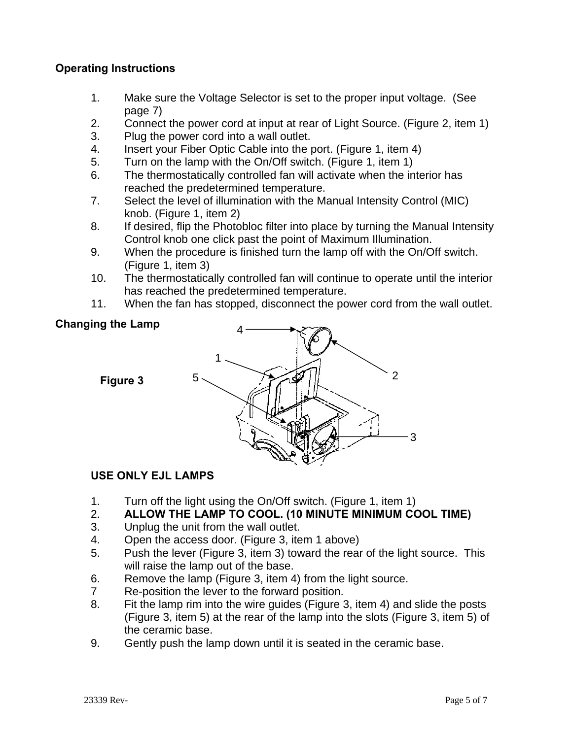## Operating Instructions

1. Make sure the Voltage Selector is set to the proper input voltage. (See page 7)
2. Connect the power cord at input at rear of Light Source. (Figure 2, item 1)
3. Plug the power cord into a wall outlet.
4. Insert your Fiber Optic Cable into the port. (Figure 1, item 4)
5. Turn on the lamp with the On/Off switch. (Figure 1, item 1)
6. The thermostatically controlled fan will activate when the interior has reached the predetermined temperature.
7. Select the level of illumination with the Manual Intensity Control (MIC) knob. (Figure 1, item 2)
8. If desired, flip the Photobloc filter into place by turning the Manual Intensity Control knob one click past the point of Maximum Illumination.
9. When the procedure is finished turn the lamp off with the On/Off switch. (Figure 1, item 3)
10. The thermostatically controlled fan will continue to operate until the interior has reached the predetermined temperature.
11. When the fan has stopped, disconnect the power cord from the wall outlet.

## Changing the Lamp

Figure 3

### USE ONLY EJL LAMPS

1. Turn off the light using the On/Off switch. (Figure 1, item 1)
2. **ALLOW THE LAMP TO COOL. (10 MINUTE MINIMUM COOL TIME)**
3. Unplug the unit from the wall outlet.
4. Open the access door. (Figure 3, item 1 above)
5. Push the lever (Figure 3, item 3) toward the rear of the light source. This will raise the lamp out of the base.
6. Remove the lamp (Figure 3, item 4) from the light source.
7. Re-position the lever to the forward position.
8. Fit the lamp rim into the wire guides (Figure 3, item 4) and slide the posts (Figure 3, item 5) at the rear of the lamp into the slots (Figure 3, item 5) of the ceramic base.
9. Gently push the lamp down until it is seated in the ceramic base.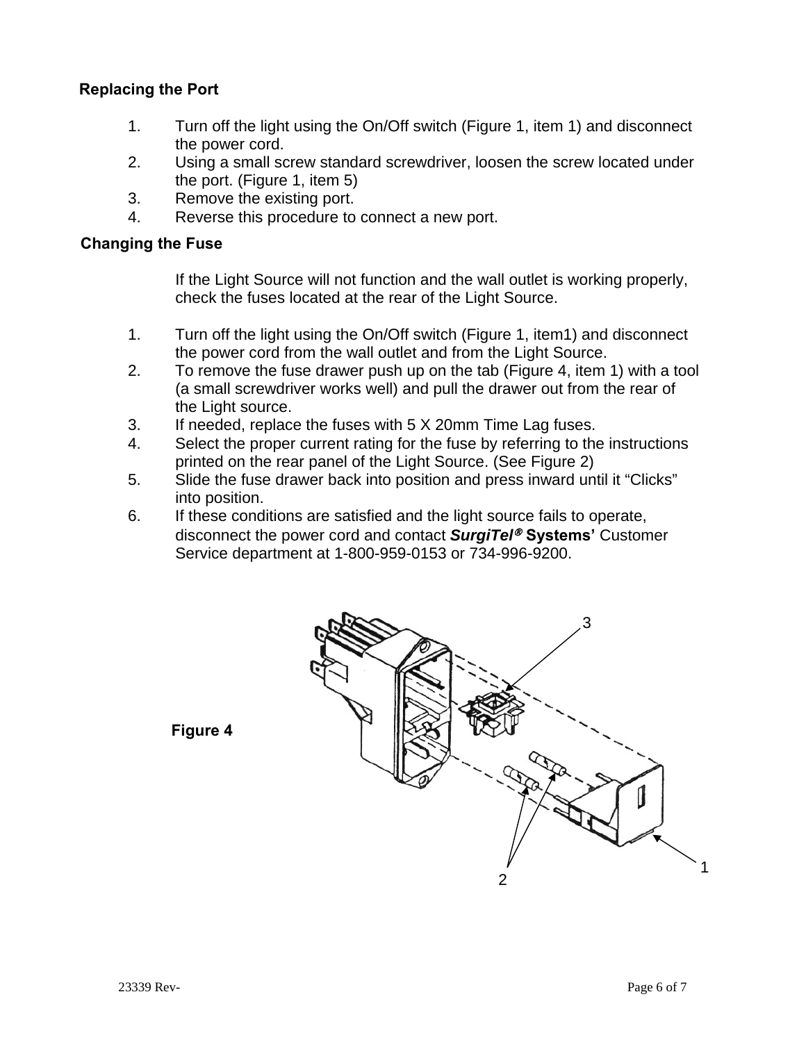### Replacing the Port

1. Turn off the light using the On/Off switch (Figure 1, item 1) and disconnect the power cord.
2. Using a small screw standard screwdriver, loosen the screw located under the port. (Figure 1, item 5)
3. Remove the existing port.
4. Reverse this procedure to connect a new port.

### Changing the Fuse

If the Light Source will not function and the wall outlet is working properly, check the fuses located at the rear of the Light Source.

1. Turn off the light using the On/Off switch (Figure 1, item1) and disconnect the power cord from the wall outlet and from the Light Source.
2. To remove the fuse drawer push up on the tab (Figure 4, item 1) with a tool (a small screwdriver works well) and pull the drawer out from the rear of the Light source.
3. If needed, replace the fuses with 5 X 20mm Time Lag fuses.
4. Select the proper current rating for the fuse by referring to the instructions printed on the rear panel of the Light Source. (See Figure 2)
5. Slide the fuse drawer back into position and press inward until it "Clicks" into position.
6. If these conditions are satisfied and the light source fails to operate, disconnect the power cord and contact ***SurgiTel®*** **Systems'** Customer Service department at 1-800-959-0153 or 734-996-9200.

**Figure 4**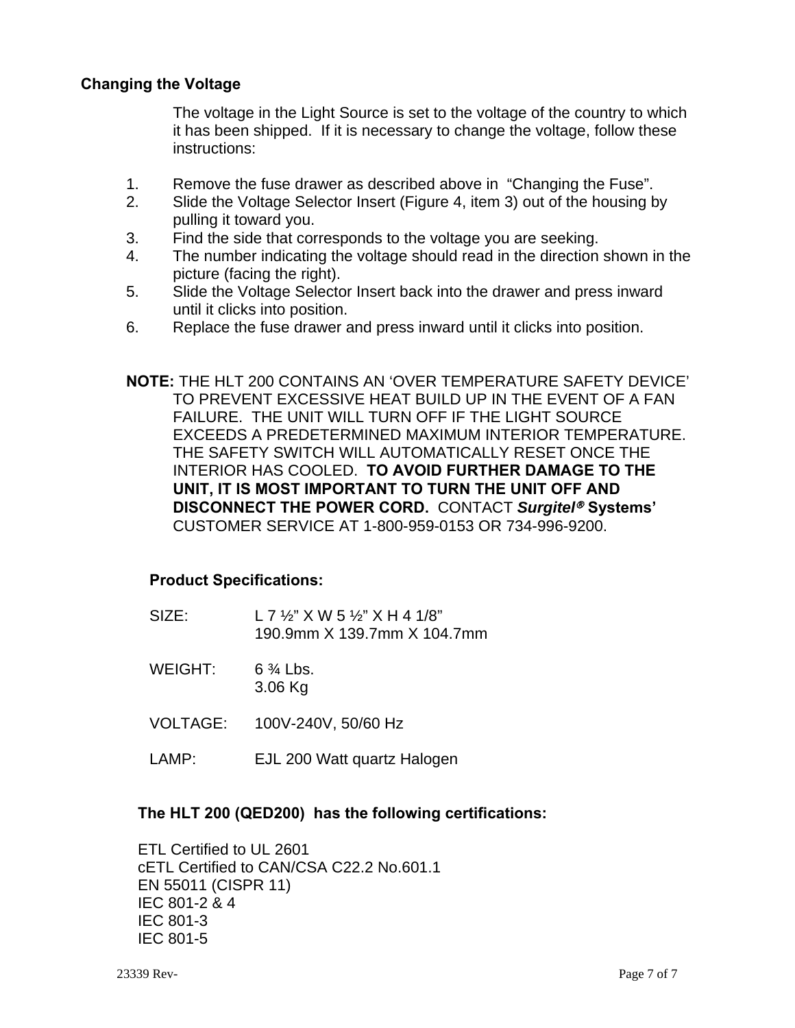## Changing the Voltage

The voltage in the Light Source is set to the voltage of the country to which it has been shipped. If it is necessary to change the voltage, follow these instructions:

1. Remove the fuse drawer as described above in "Changing the Fuse".
2. Slide the Voltage Selector Insert (Figure 4, item 3) out of the housing by pulling it toward you.
3. Find the side that corresponds to the voltage you are seeking.
4. The number indicating the voltage should read in the direction shown in the picture (facing the right).
5. Slide the Voltage Selector Insert back into the drawer and press inward until it clicks into position.
6. Replace the fuse drawer and press inward until it clicks into position.

**NOTE:** THE HLT 200 CONTAINS AN 'OVER TEMPERATURE SAFETY DEVICE' TO PREVENT EXCESSIVE HEAT BUILD UP IN THE EVENT OF A FAN FAILURE. THE UNIT WILL TURN OFF IF THE LIGHT SOURCE EXCEEDS A PREDETERMINED MAXIMUM INTERIOR TEMPERATURE. THE SAFETY SWITCH WILL AUTOMATICALLY RESET ONCE THE INTERIOR HAS COOLED. **TO AVOID FURTHER DAMAGE TO THE UNIT, IT IS MOST IMPORTANT TO TURN THE UNIT OFF AND DISCONNECT THE POWER CORD.** CONTACT ***Surgitel®*** **Systems'** CUSTOMER SERVICE AT 1-800-959-0153 OR 734-996-9200.

### Product Specifications:

SIZE: L 7 ½" X W 5 ½" X H 4 1/8"
190.9mm X 139.7mm X 104.7mm

WEIGHT: 6 ¾ Lbs.
3.06 Kg

VOLTAGE: 100V-240V, 50/60 Hz

LAMP: EJL 200 Watt quartz Halogen

### The HLT 200 (QED200) has the following certifications:

ETL Certified to UL 2601
cETL Certified to CAN/CSA C22.2 No.601.1
EN 55011 (CISPR 11)
IEC 801-2 & 4
IEC 801-3
IEC 801-5

23339 Rev-